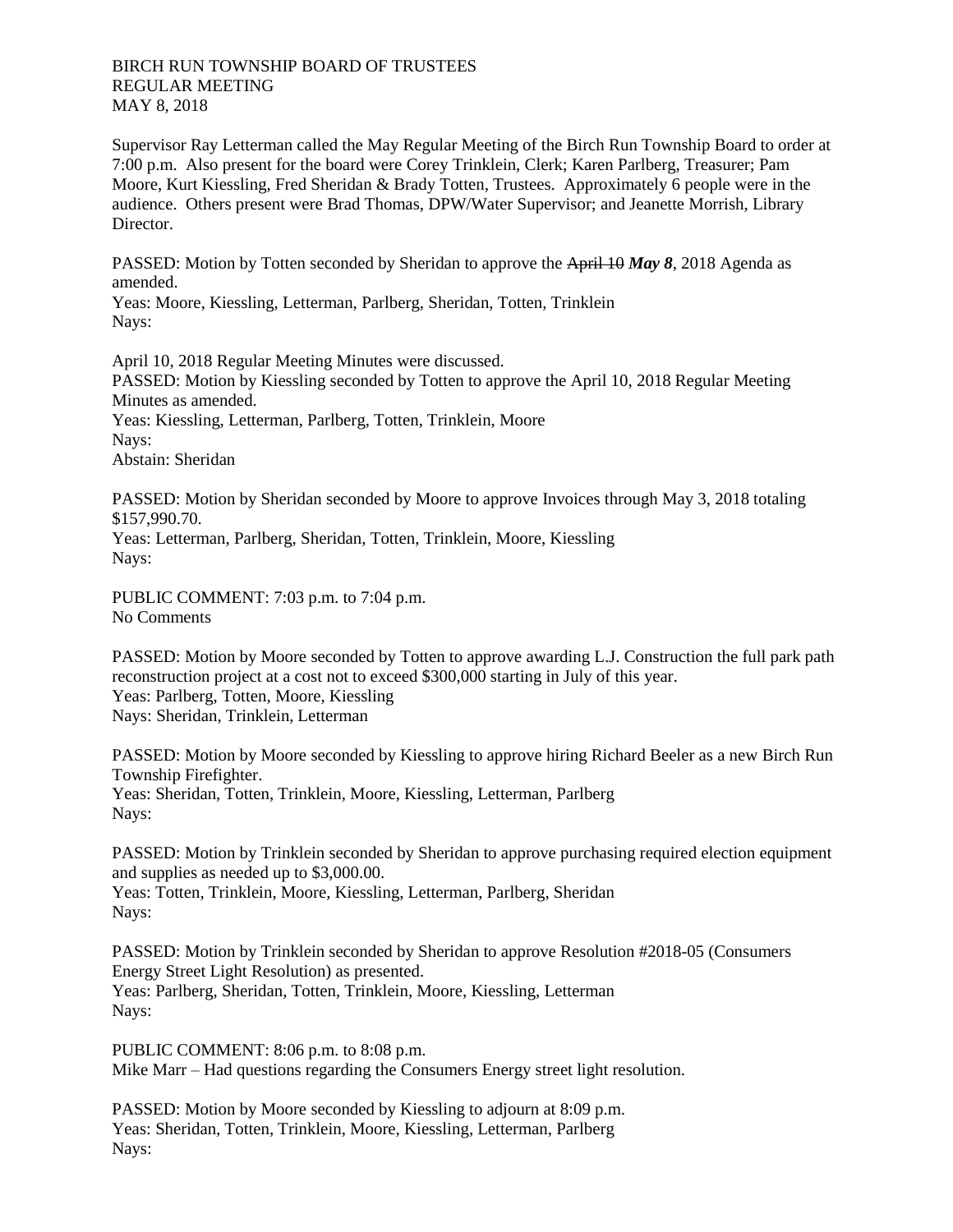BIRCH RUN TOWNSHIP BOARD OF TRUSTEES
REGULAR MEETING
MAY 8, 2018

Supervisor Ray Letterman called the May Regular Meeting of the Birch Run Township Board to order at 7:00 p.m. Also present for the board were Corey Trinklein, Clerk; Karen Parlberg, Treasurer; Pam Moore, Kurt Kiessling, Fred Sheridan & Brady Totten, Trustees. Approximately 6 people were in the audience. Others present were Brad Thomas, DPW/Water Supervisor; and Jeanette Morrish, Library Director.

PASSED: Motion by Totten seconded by Sheridan to approve the ~~April 10~~ ***May 8***, 2018 Agenda as amended.
Yeas: Moore, Kiessling, Letterman, Parlberg, Sheridan, Totten, Trinklein
Nays:

April 10, 2018 Regular Meeting Minutes were discussed.
PASSED: Motion by Kiessling seconded by Totten to approve the April 10, 2018 Regular Meeting Minutes as amended.
Yeas: Kiessling, Letterman, Parlberg, Totten, Trinklein, Moore
Nays:
Abstain: Sheridan

PASSED: Motion by Sheridan seconded by Moore to approve Invoices through May 3, 2018 totaling $157,990.70.
Yeas: Letterman, Parlberg, Sheridan, Totten, Trinklein, Moore, Kiessling
Nays:

PUBLIC COMMENT: 7:03 p.m. to 7:04 p.m.
No Comments

PASSED: Motion by Moore seconded by Totten to approve awarding L.J. Construction the full park path reconstruction project at a cost not to exceed $300,000 starting in July of this year.
Yeas: Parlberg, Totten, Moore, Kiessling
Nays: Sheridan, Trinklein, Letterman

PASSED: Motion by Moore seconded by Kiessling to approve hiring Richard Beeler as a new Birch Run Township Firefighter.
Yeas: Sheridan, Totten, Trinklein, Moore, Kiessling, Letterman, Parlberg
Nays:

PASSED: Motion by Trinklein seconded by Sheridan to approve purchasing required election equipment and supplies as needed up to $3,000.00.
Yeas: Totten, Trinklein, Moore, Kiessling, Letterman, Parlberg, Sheridan
Nays:

PASSED: Motion by Trinklein seconded by Sheridan to approve Resolution #2018-05 (Consumers Energy Street Light Resolution) as presented.
Yeas: Parlberg, Sheridan, Totten, Trinklein, Moore, Kiessling, Letterman
Nays:

PUBLIC COMMENT: 8:06 p.m. to 8:08 p.m.
Mike Marr – Had questions regarding the Consumers Energy street light resolution.

PASSED: Motion by Moore seconded by Kiessling to adjourn at 8:09 p.m.
Yeas: Sheridan, Totten, Trinklein, Moore, Kiessling, Letterman, Parlberg
Nays: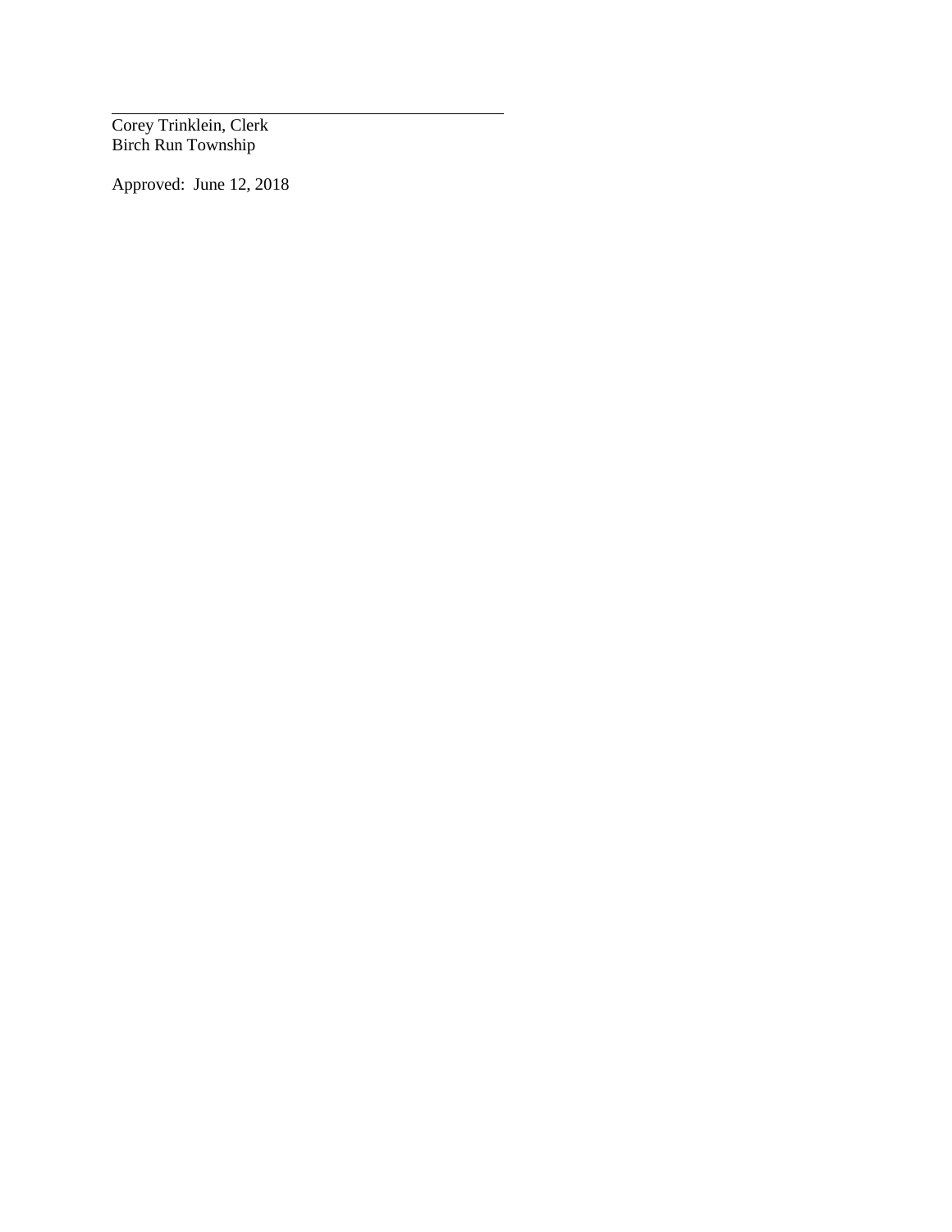\_\_\_\_\_\_\_\_\_\_\_\_\_\_\_\_\_\_\_\_\_\_\_\_\_\_\_\_\_\_\_\_\_\_\_\_\_\_\_\_

Corey Trinklein, Clerk
Birch Run Township

Approved: June 12, 2018